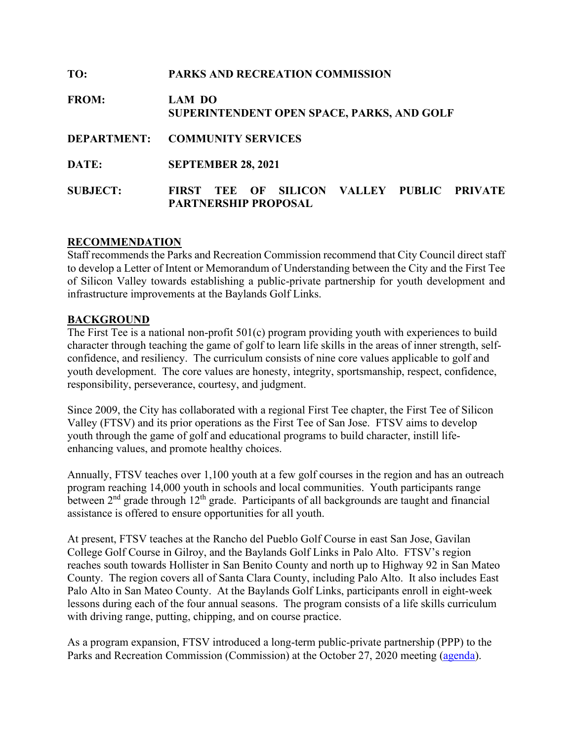**TO:** PARKS AND RECREATION COMMISSION

**FROM:** LAM DO
SUPERINTENDENT OPEN SPACE, PARKS, AND GOLF

**DEPARTMENT:** COMMUNITY SERVICES

**DATE:** SEPTEMBER 28, 2021

**SUBJECT:** FIRST TEE OF SILICON VALLEY PUBLIC PRIVATE PARTNERSHIP PROPOSAL

## RECOMMENDATION

Staff recommends the Parks and Recreation Commission recommend that City Council direct staff to develop a Letter of Intent or Memorandum of Understanding between the City and the First Tee of Silicon Valley towards establishing a public-private partnership for youth development and infrastructure improvements at the Baylands Golf Links.

## BACKGROUND

The First Tee is a national non-profit 501(c) program providing youth with experiences to build character through teaching the game of golf to learn life skills in the areas of inner strength, self-confidence, and resiliency. The curriculum consists of nine core values applicable to golf and youth development. The core values are honesty, integrity, sportsmanship, respect, confidence, responsibility, perseverance, courtesy, and judgment.

Since 2009, the City has collaborated with a regional First Tee chapter, the First Tee of Silicon Valley (FTSV) and its prior operations as the First Tee of San Jose. FTSV aims to develop youth through the game of golf and educational programs to build character, instill life-enhancing values, and promote healthy choices.

Annually, FTSV teaches over 1,100 youth at a few golf courses in the region and has an outreach program reaching 14,000 youth in schools and local communities. Youth participants range between 2nd grade through 12th grade. Participants of all backgrounds are taught and financial assistance is offered to ensure opportunities for all youth.

At present, FTSV teaches at the Rancho del Pueblo Golf Course in east San Jose, Gavilan College Golf Course in Gilroy, and the Baylands Golf Links in Palo Alto. FTSV's region reaches south towards Hollister in San Benito County and north up to Highway 92 in San Mateo County. The region covers all of Santa Clara County, including Palo Alto. It also includes East Palo Alto in San Mateo County. At the Baylands Golf Links, participants enroll in eight-week lessons during each of the four annual seasons. The program consists of a life skills curriculum with driving range, putting, chipping, and on course practice.

As a program expansion, FTSV introduced a long-term public-private partnership (PPP) to the Parks and Recreation Commission (Commission) at the October 27, 2020 meeting (agenda).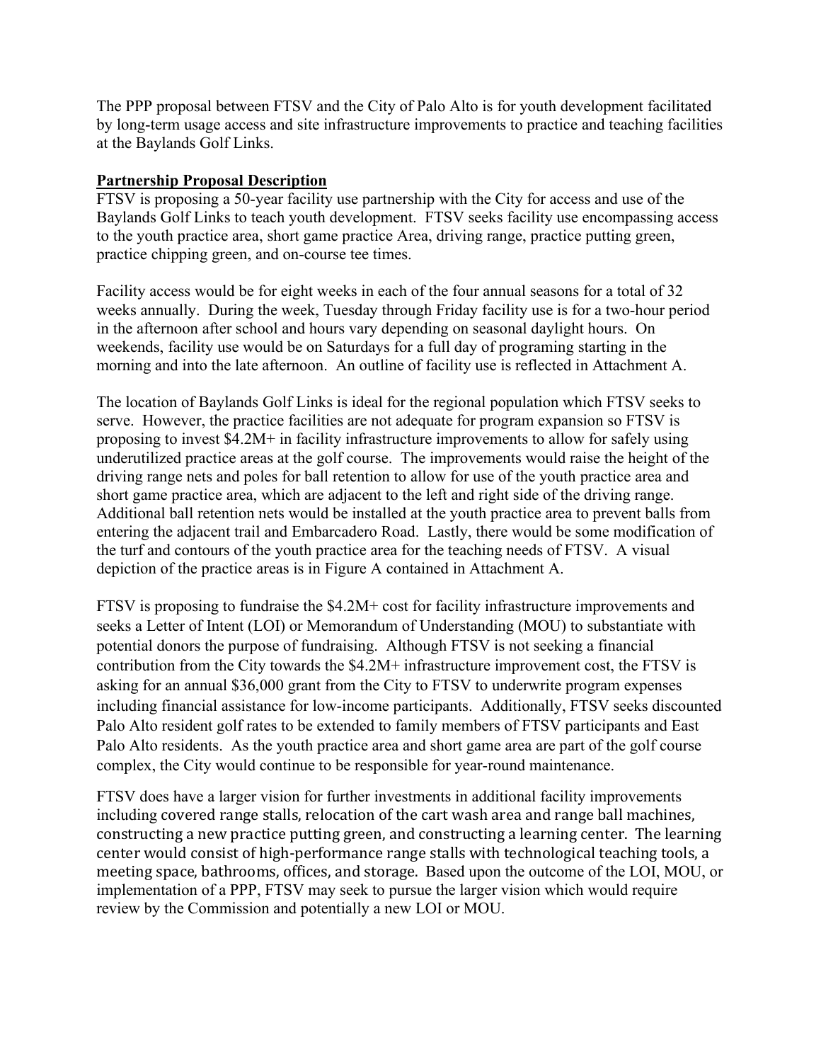The PPP proposal between FTSV and the City of Palo Alto is for youth development facilitated by long-term usage access and site infrastructure improvements to practice and teaching facilities at the Baylands Golf Links.

**Partnership Proposal Description**

FTSV is proposing a 50-year facility use partnership with the City for access and use of the Baylands Golf Links to teach youth development. FTSV seeks facility use encompassing access to the youth practice area, short game practice Area, driving range, practice putting green, practice chipping green, and on-course tee times.

Facility access would be for eight weeks in each of the four annual seasons for a total of 32 weeks annually. During the week, Tuesday through Friday facility use is for a two-hour period in the afternoon after school and hours vary depending on seasonal daylight hours. On weekends, facility use would be on Saturdays for a full day of programing starting in the morning and into the late afternoon. An outline of facility use is reflected in Attachment A.

The location of Baylands Golf Links is ideal for the regional population which FTSV seeks to serve. However, the practice facilities are not adequate for program expansion so FTSV is proposing to invest $4.2M+ in facility infrastructure improvements to allow for safely using underutilized practice areas at the golf course. The improvements would raise the height of the driving range nets and poles for ball retention to allow for use of the youth practice area and short game practice area, which are adjacent to the left and right side of the driving range. Additional ball retention nets would be installed at the youth practice area to prevent balls from entering the adjacent trail and Embarcadero Road. Lastly, there would be some modification of the turf and contours of the youth practice area for the teaching needs of FTSV. A visual depiction of the practice areas is in Figure A contained in Attachment A.

FTSV is proposing to fundraise the $4.2M+ cost for facility infrastructure improvements and seeks a Letter of Intent (LOI) or Memorandum of Understanding (MOU) to substantiate with potential donors the purpose of fundraising. Although FTSV is not seeking a financial contribution from the City towards the $4.2M+ infrastructure improvement cost, the FTSV is asking for an annual $36,000 grant from the City to FTSV to underwrite program expenses including financial assistance for low-income participants. Additionally, FTSV seeks discounted Palo Alto resident golf rates to be extended to family members of FTSV participants and East Palo Alto residents. As the youth practice area and short game area are part of the golf course complex, the City would continue to be responsible for year-round maintenance.

FTSV does have a larger vision for further investments in additional facility improvements including covered range stalls, relocation of the cart wash area and range ball machines, constructing a new practice putting green, and constructing a learning center. The learning center would consist of high-performance range stalls with technological teaching tools, a meeting space, bathrooms, offices, and storage. Based upon the outcome of the LOI, MOU, or implementation of a PPP, FTSV may seek to pursue the larger vision which would require review by the Commission and potentially a new LOI or MOU.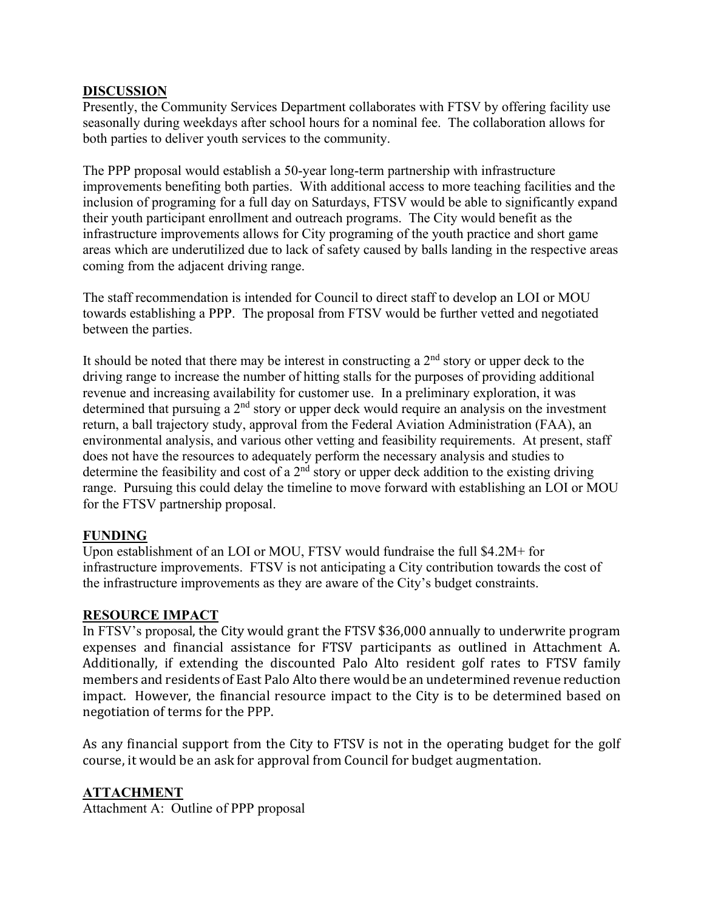## DISCUSSION

Presently, the Community Services Department collaborates with FTSV by offering facility use seasonally during weekdays after school hours for a nominal fee. The collaboration allows for both parties to deliver youth services to the community.

The PPP proposal would establish a 50-year long-term partnership with infrastructure improvements benefiting both parties. With additional access to more teaching facilities and the inclusion of programing for a full day on Saturdays, FTSV would be able to significantly expand their youth participant enrollment and outreach programs. The City would benefit as the infrastructure improvements allows for City programing of the youth practice and short game areas which are underutilized due to lack of safety caused by balls landing in the respective areas coming from the adjacent driving range.

The staff recommendation is intended for Council to direct staff to develop an LOI or MOU towards establishing a PPP. The proposal from FTSV would be further vetted and negotiated between the parties.

It should be noted that there may be interest in constructing a 2nd story or upper deck to the driving range to increase the number of hitting stalls for the purposes of providing additional revenue and increasing availability for customer use. In a preliminary exploration, it was determined that pursuing a 2nd story or upper deck would require an analysis on the investment return, a ball trajectory study, approval from the Federal Aviation Administration (FAA), an environmental analysis, and various other vetting and feasibility requirements. At present, staff does not have the resources to adequately perform the necessary analysis and studies to determine the feasibility and cost of a 2nd story or upper deck addition to the existing driving range. Pursuing this could delay the timeline to move forward with establishing an LOI or MOU for the FTSV partnership proposal.

## FUNDING

Upon establishment of an LOI or MOU, FTSV would fundraise the full $4.2M+ for infrastructure improvements. FTSV is not anticipating a City contribution towards the cost of the infrastructure improvements as they are aware of the City's budget constraints.

## RESOURCE IMPACT

In FTSV's proposal, the City would grant the FTSV $36,000 annually to underwrite program expenses and financial assistance for FTSV participants as outlined in Attachment A. Additionally, if extending the discounted Palo Alto resident golf rates to FTSV family members and residents of East Palo Alto there would be an undetermined revenue reduction impact. However, the financial resource impact to the City is to be determined based on negotiation of terms for the PPP.

As any financial support from the City to FTSV is not in the operating budget for the golf course, it would be an ask for approval from Council for budget augmentation.

## ATTACHMENT

Attachment A: Outline of PPP proposal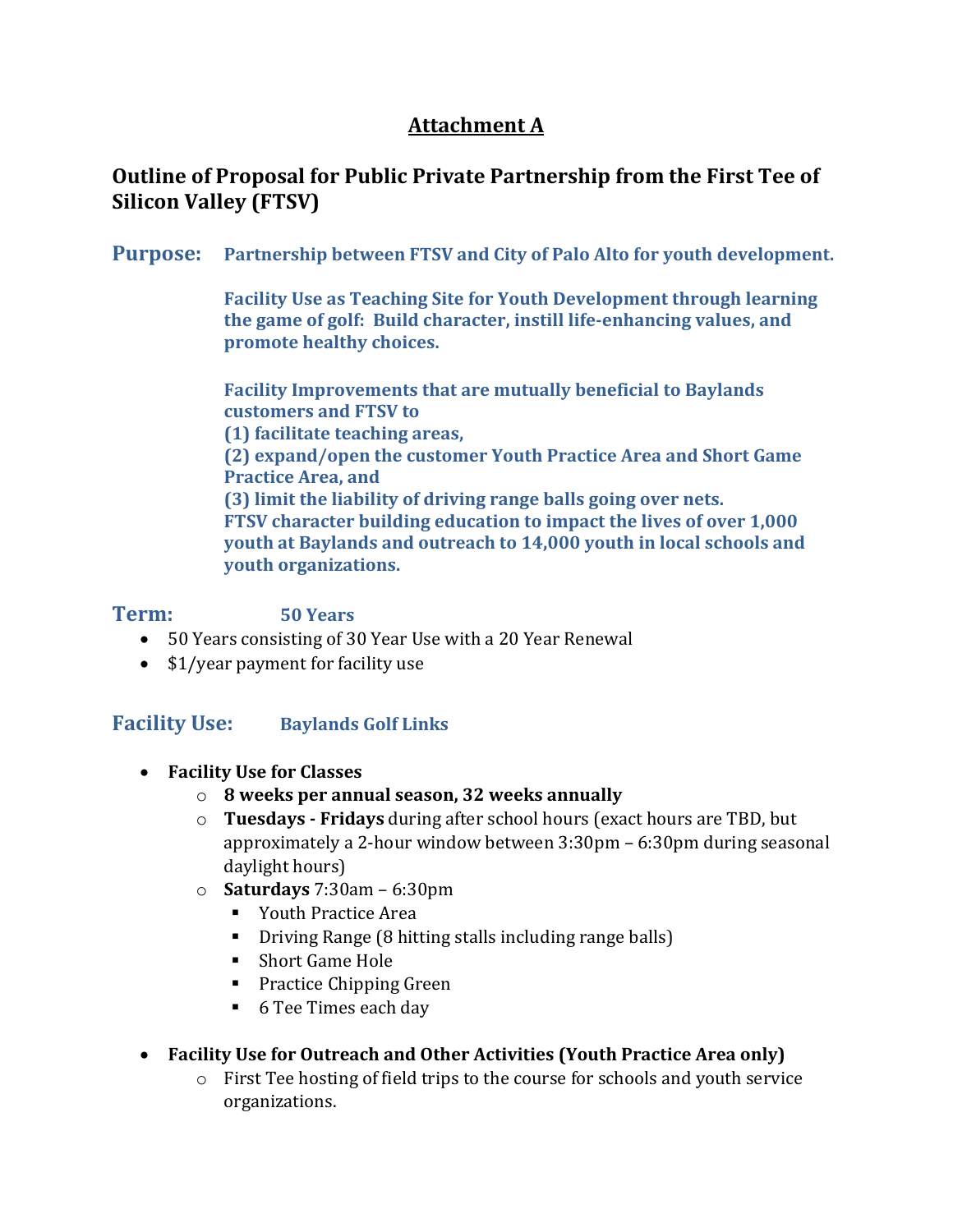# Attachment A

## Outline of Proposal for Public Private Partnership from the First Tee of Silicon Valley (FTSV)

**Purpose:** **Partnership between FTSV and City of Palo Alto for youth development.**

**Facility Use as Teaching Site for Youth Development through learning the game of golf: Build character, instill life-enhancing values, and promote healthy choices.**

**Facility Improvements that are mutually beneficial to Baylands customers and FTSV to**
**(1) facilitate teaching areas,**
**(2) expand/open the customer Youth Practice Area and Short Game Practice Area, and**
**(3) limit the liability of driving range balls going over nets.**
**FTSV character building education to impact the lives of over 1,000 youth at Baylands and outreach to 14,000 youth in local schools and youth organizations.**

**Term:** **50 Years**

- 50 Years consisting of 30 Year Use with a 20 Year Renewal
- $1/year payment for facility use

**Facility Use:** **Baylands Golf Links**

- **Facility Use for Classes**
  - **8 weeks per annual season, 32 weeks annually**
  - **Tuesdays - Fridays** during after school hours (exact hours are TBD, but approximately a 2-hour window between 3:30pm – 6:30pm during seasonal daylight hours)
  - **Saturdays** 7:30am – 6:30pm
    - Youth Practice Area
    - Driving Range (8 hitting stalls including range balls)
    - Short Game Hole
    - Practice Chipping Green
    - 6 Tee Times each day
- **Facility Use for Outreach and Other Activities (Youth Practice Area only)**
  - First Tee hosting of field trips to the course for schools and youth service organizations.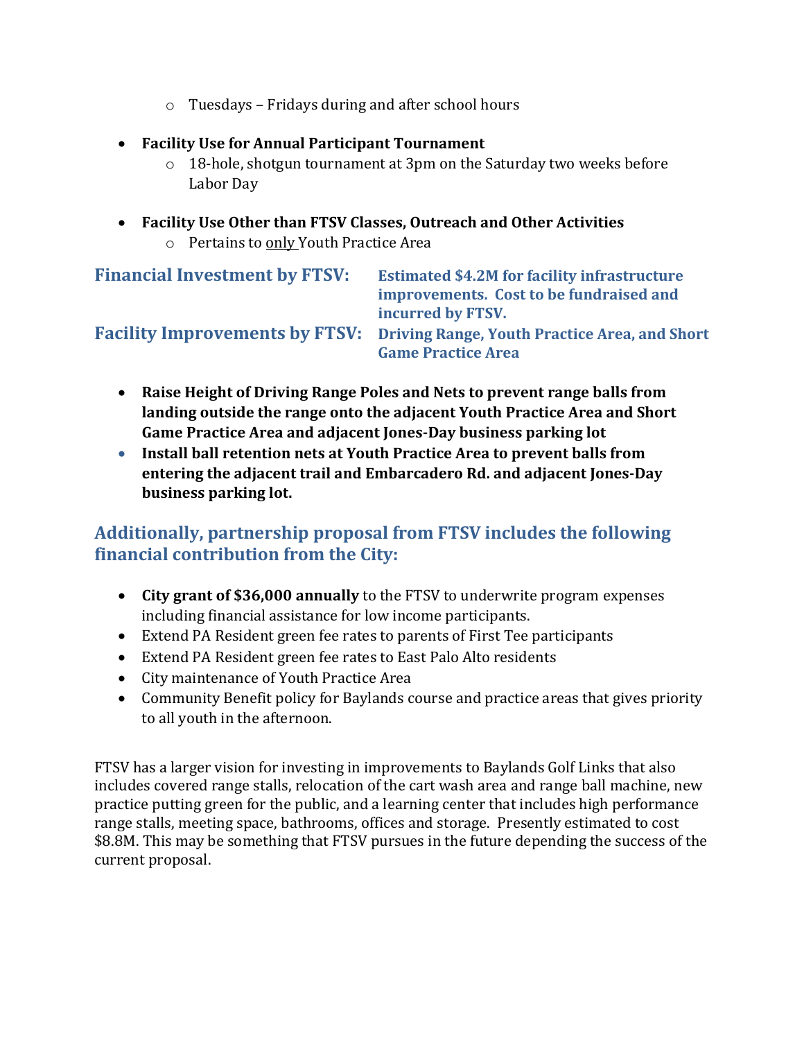- Tuesdays – Fridays during and after school hours

- **Facility Use for Annual Participant Tournament**
  - 18-hole, shotgun tournament at 3pm on the Saturday two weeks before Labor Day

- **Facility Use Other than FTSV Classes, Outreach and Other Activities**
  - Pertains to only Youth Practice Area

**Financial Investment by FTSV:** **Estimated $4.2M for facility infrastructure improvements. Cost to be fundraised and incurred by FTSV.**

**Facility Improvements by FTSV:** **Driving Range, Youth Practice Area, and Short Game Practice Area**

- **Raise Height of Driving Range Poles and Nets to prevent range balls from landing outside the range onto the adjacent Youth Practice Area and Short Game Practice Area and adjacent Jones-Day business parking lot**
- **Install ball retention nets at Youth Practice Area to prevent balls from entering the adjacent trail and Embarcadero Rd. and adjacent Jones-Day business parking lot.**

## Additionally, partnership proposal from FTSV includes the following financial contribution from the City:

- **City grant of $36,000 annually** to the FTSV to underwrite program expenses including financial assistance for low income participants.
- Extend PA Resident green fee rates to parents of First Tee participants
- Extend PA Resident green fee rates to East Palo Alto residents
- City maintenance of Youth Practice Area
- Community Benefit policy for Baylands course and practice areas that gives priority to all youth in the afternoon.

FTSV has a larger vision for investing in improvements to Baylands Golf Links that also includes covered range stalls, relocation of the cart wash area and range ball machine, new practice putting green for the public, and a learning center that includes high performance range stalls, meeting space, bathrooms, offices and storage. Presently estimated to cost $8.8M. This may be something that FTSV pursues in the future depending the success of the current proposal.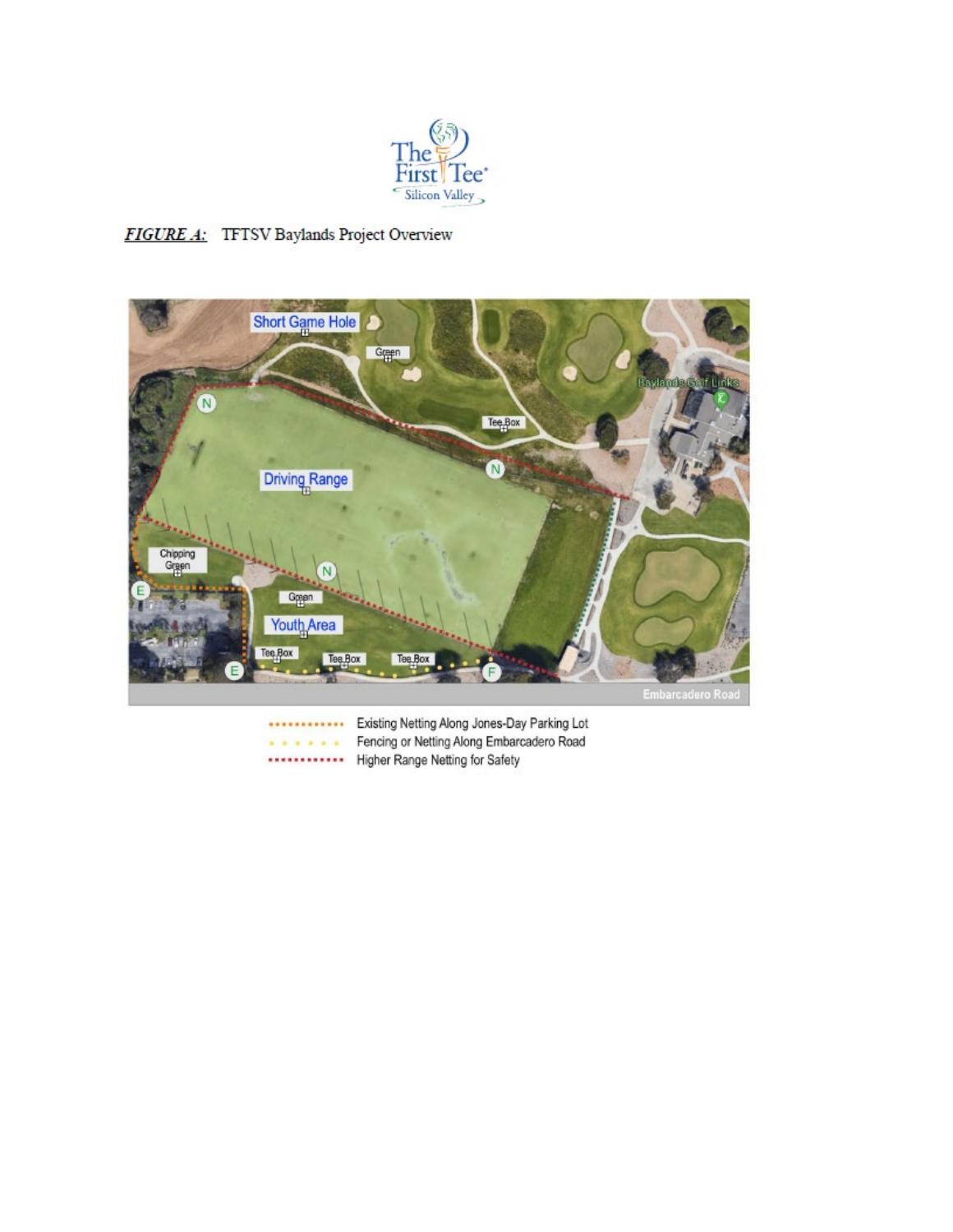The First Tee® Silicon Valley

***FIGURE A:*** TFTSV Baylands Project Overview

Short Game Hole

Green

Baylands Golf Links

Tee Box

N

Driving Range

N

Chipping Green

N

E

Green

Youth Area

Tee Box

Tee Box

Tee Box

E

F

Embarcadero Road

Existing Netting Along Jones-Day Parking Lot

Fencing or Netting Along Embarcadero Road

Higher Range Netting for Safety